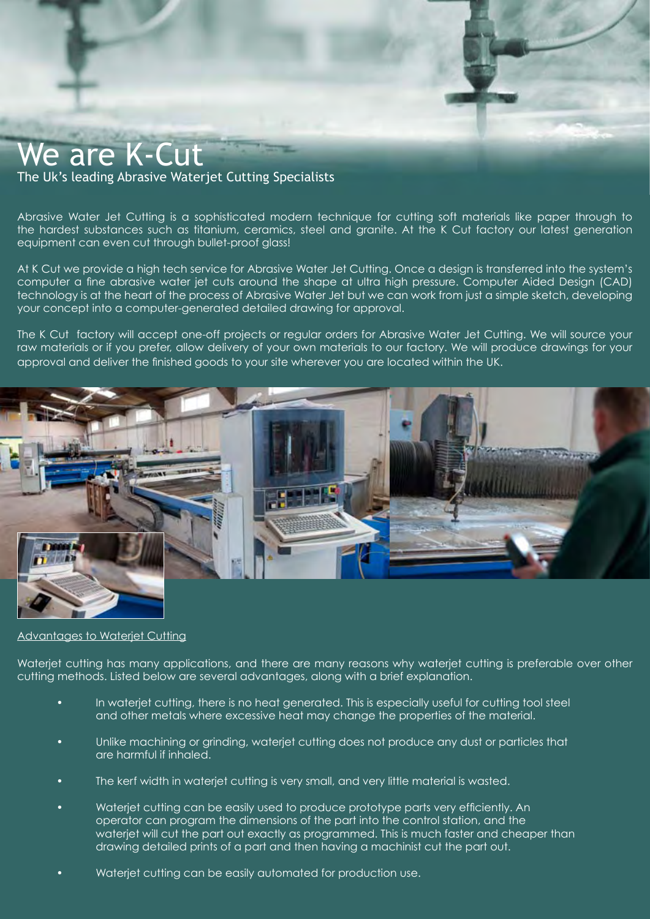# We are K-Cut

The Uk's leading Abrasive Waterjet Cutting Specialists

Abrasive Water Jet Cutting is a sophisticated modern technique for cutting soft materials like paper through to the hardest substances such as titanium, ceramics, steel and granite. At the K Cut factory our latest generation equipment can even cut through bullet-proof glass!

At K Cut we provide a high tech service for Abrasive Water Jet Cutting. Once a design is transferred into the system's computer a fine abrasive water jet cuts around the shape at ultra high pressure. Computer Aided Design (CAD) technology is at the heart of the process of Abrasive Water Jet but we can work from just a simple sketch, developing your concept into a computer-generated detailed drawing for approval.

The K Cut factory will accept one-off projects or regular orders for Abrasive Water Jet Cutting. We will source your raw materials or if you prefer, allow delivery of your own materials to our factory. We will produce drawings for your approval and deliver the finished goods to your site wherever you are located within the UK.

## Advantages to Waterjet Cutting

Waterjet cutting has many applications, and there are many reasons why waterjet cutting is preferable over other cutting methods. Listed below are several advantages, along with a brief explanation.

- In waterjet cutting, there is no heat generated. This is especially useful for cutting tool steel and other metals where excessive heat may change the properties of the material.
- Unlike machining or grinding, waterjet cutting does not produce any dust or particles that are harmful if inhaled.
- The kerf width in waterjet cutting is very small, and very little material is wasted.
- Waterjet cutting can be easily used to produce prototype parts very efficiently. An operator can program the dimensions of the part into the control station, and the waterjet will cut the part out exactly as programmed. This is much faster and cheaper than drawing detailed prints of a part and then having a machinist cut the part out.
- Waterjet cutting can be easily automated for production use.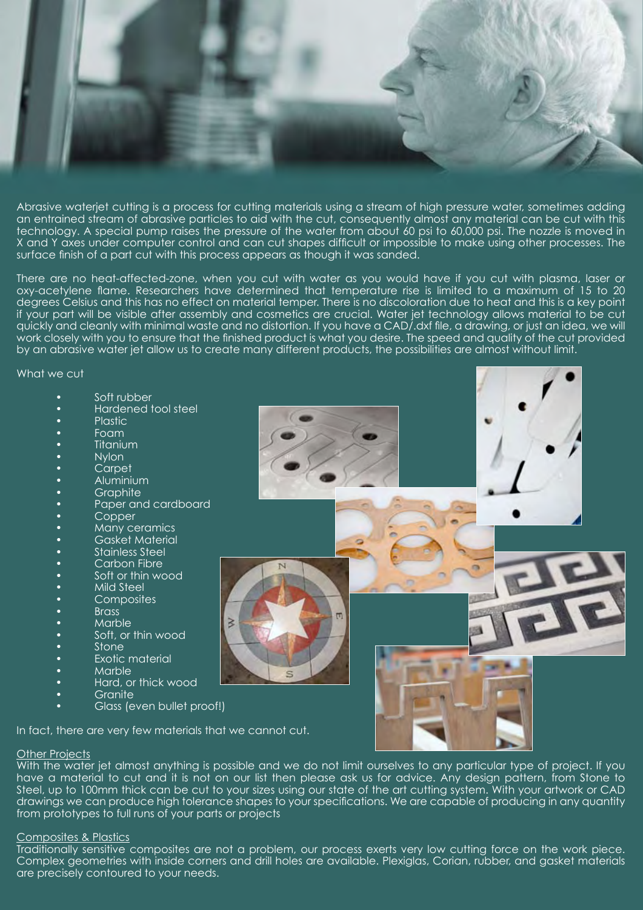Abrasive waterjet cutting is a process for cutting materials using a stream of high pressure water, sometimes adding an entrained stream of abrasive particles to aid with the cut, consequently almost any material can be cut with this technology. A special pump raises the pressure of the water from about 60 psi to 60,000 psi. The nozzle is moved in X and Y axes under computer control and can cut shapes difficult or impossible to make using other processes. The surface finish of a part cut with this process appears as though it was sanded.

There are no heat-affected-zone, when you cut with water as you would have if you cut with plasma, laser or oxy-acetylene flame. Researchers have determined that temperature rise is limited to a maximum of 15 to 20 degrees Celsius and this has no effect on material temper. There is no discoloration due to heat and this is a key point if your part will be visible after assembly and cosmetics are crucial. Water jet technology allows material to be cut quickly and cleanly with minimal waste and no distortion. If you have a CAD/.dxf file, a drawing, or just an idea, we will work closely with you to ensure that the finished product is what you desire. The speed and quality of the cut provided by an abrasive water jet allow us to create many different products, the possibilities are almost without limit.

What we cut

- Soft rubber
- Hardened tool steel
- Plastic
- Foam
- Titanium
- Nylon
- Carpet
- Aluminium
- Graphite
- Paper and cardboard
- Copper
- Many ceramics
- Gasket Material
- Stainless Steel
- Carbon Fibre
- Soft or thin wood
- Mild Steel
- Composites
- Brass
- Marble
- Soft, or thin wood
- Stone
- Exotic material
- Marble
- Hard, or thick wood
- Granite
- Glass (even bullet proof!)

In fact, there are very few materials that we cannot cut.

## Other Projects

With the water jet almost anything is possible and we do not limit ourselves to any particular type of project. If you have a material to cut and it is not on our list then please ask us for advice. Any design pattern, from Stone to Steel, up to 100mm thick can be cut to your sizes using our state of the art cutting system. With your artwork or CAD drawings we can produce high tolerance shapes to your specifications. We are capable of producing in any quantity from prototypes to full runs of your parts or projects

## Composites & Plastics

Traditionally sensitive composites are not a problem, our process exerts very low cutting force on the work piece. Complex geometries with inside corners and drill holes are available. Plexiglas, Corian, rubber, and gasket materials are precisely contoured to your needs.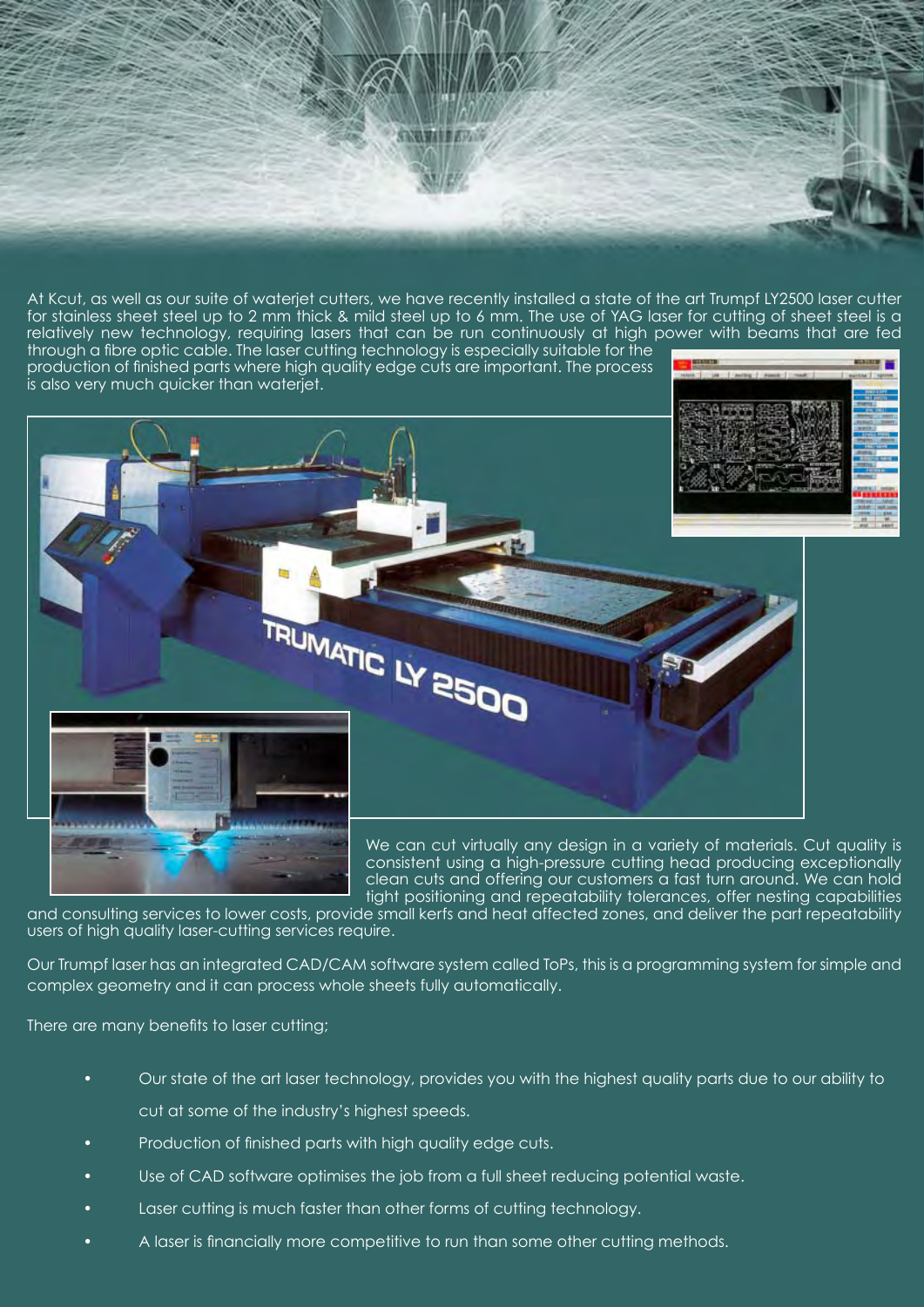At Kcut, as well as our suite of waterjet cutters, we have recently installed a state of the art Trumpf LY2500 laser cutter for stainless sheet steel up to 2 mm thick & mild steel up to 6 mm. The use of YAG laser for cutting of sheet steel is a relatively new technology, requiring lasers that can be run continuously at high power with beams that are fed through a fibre optic cable. The laser cutting technology is especially suitable for the production of finished parts where high quality edge cuts are important. The process is also very much quicker than waterjet.

We can cut virtually any design in a variety of materials. Cut quality is consistent using a high-pressure cutting head producing exceptionally clean cuts and offering our customers a fast turn around. We can hold tight positioning and repeatability tolerances, offer nesting capabilities and consulting services to lower costs, provide small kerfs and heat affected zones, and deliver the part repeatability users of high quality laser-cutting services require.

Our Trumpf laser has an integrated CAD/CAM software system called ToPs, this is a programming system for simple and complex geometry and it can process whole sheets fully automatically.

There are many benefits to laser cutting;

- Our state of the art laser technology, provides you with the highest quality parts due to our ability to cut at some of the industry's highest speeds.
- Production of finished parts with high quality edge cuts.
- Use of CAD software optimises the job from a full sheet reducing potential waste.
- Laser cutting is much faster than other forms of cutting technology.
- A laser is financially more competitive to run than some other cutting methods.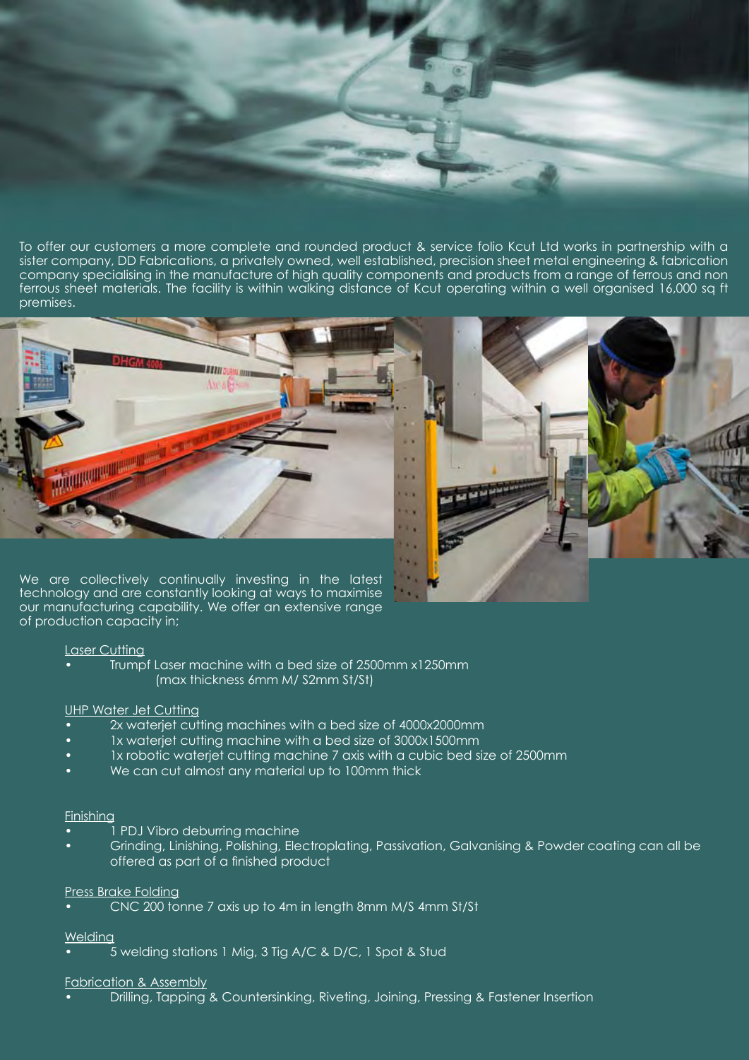To offer our customers a more complete and rounded product & service folio Kcut Ltd works in partnership with a sister company, DD Fabrications, a privately owned, well established, precision sheet metal engineering & fabrication company specialising in the manufacture of high quality components and products from a range of ferrous and non ferrous sheet materials. The facility is within walking distance of Kcut operating within a well organised 16,000 sq ft premises.

We are collectively continually investing in the latest technology and are constantly looking at ways to maximise our manufacturing capability. We offer an extensive range of production capacity in;

**Laser Cutting**

- Trumpf Laser machine with a bed size of 2500mm x1250mm (max thickness 6mm M/ S2mm St/St)

**UHP Water Jet Cutting**

- 2x waterjet cutting machines with a bed size of 4000x2000mm
- 1x waterjet cutting machine with a bed size of 3000x1500mm
- 1x robotic waterjet cutting machine 7 axis with a cubic bed size of 2500mm
- We can cut almost any material up to 100mm thick

**Finishing**

- 1 PDJ Vibro deburring machine
- Grinding, Linishing, Polishing, Electroplating, Passivation, Galvanising & Powder coating can all be offered as part of a finished product

**Press Brake Folding**

- CNC 200 tonne 7 axis up to 4m in length 8mm M/S 4mm St/St

**Welding**

- 5 welding stations 1 Mig, 3 Tig A/C & D/C, 1 Spot & Stud

**Fabrication & Assembly**

- Drilling, Tapping & Countersinking, Riveting, Joining, Pressing & Fastener Insertion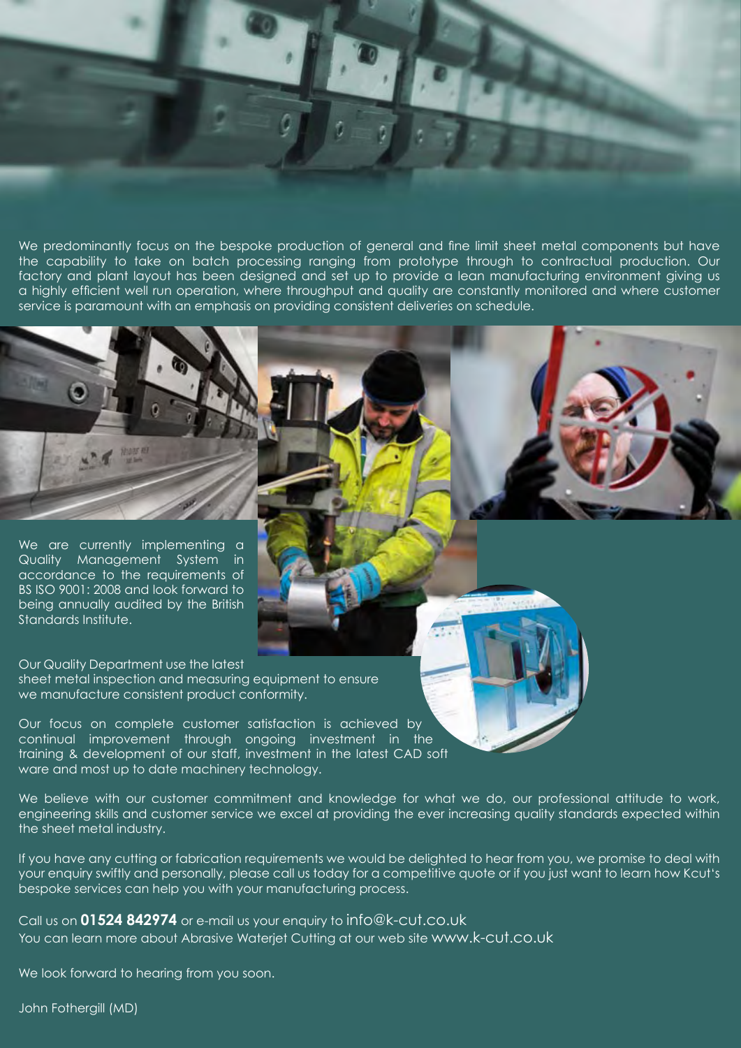We predominantly focus on the bespoke production of general and fine limit sheet metal components but have the capability to take on batch processing ranging from prototype through to contractual production. Our factory and plant layout has been designed and set up to provide a lean manufacturing environment giving us a highly efficient well run operation, where throughput and quality are constantly monitored and where customer service is paramount with an emphasis on providing consistent deliveries on schedule.

We are currently implementing a Quality Management System in accordance to the requirements of BS ISO 9001: 2008 and look forward to being annually audited by the British Standards Institute.

Our Quality Department use the latest sheet metal inspection and measuring equipment to ensure we manufacture consistent product conformity.

Our focus on complete customer satisfaction is achieved by continual improvement through ongoing investment in the training & development of our staff, investment in the latest CAD soft ware and most up to date machinery technology.

We believe with our customer commitment and knowledge for what we do, our professional attitude to work, engineering skills and customer service we excel at providing the ever increasing quality standards expected within the sheet metal industry.

If you have any cutting or fabrication requirements we would be delighted to hear from you, we promise to deal with your enquiry swiftly and personally, please call us today for a competitive quote or if you just want to learn how Kcut's bespoke services can help you with your manufacturing process.

Call us on **01524 842974** or e-mail us your enquiry to info@k-cut.co.uk
You can learn more about Abrasive Waterjet Cutting at our web site www.k-cut.co.uk

We look forward to hearing from you soon.

John Fothergill (MD)